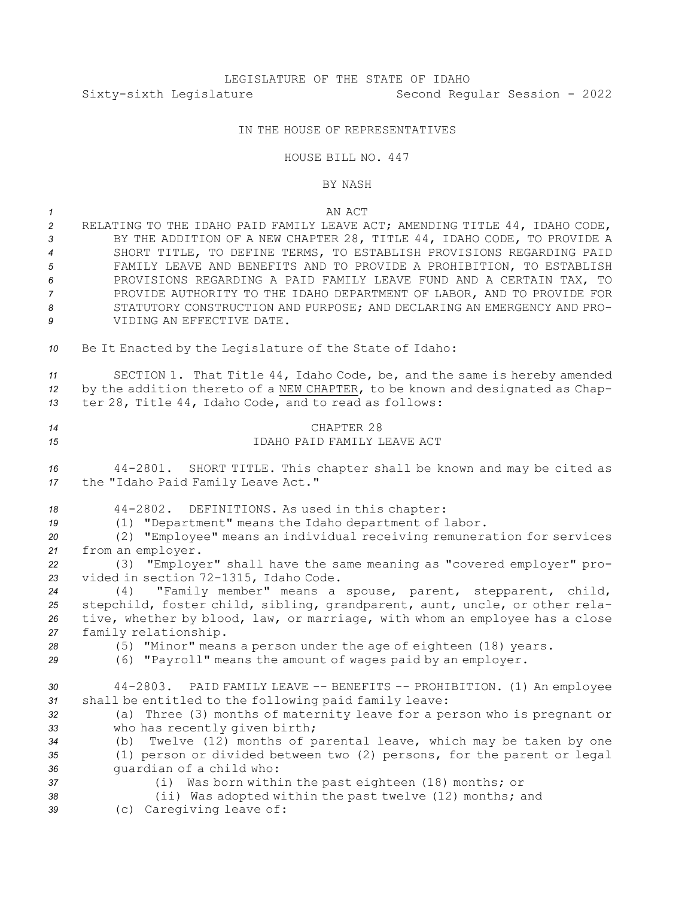LEGISLATURE OF THE STATE OF IDAHO

Sixty-sixth Legislature Second Regular Session - 2022

IN THE HOUSE OF REPRESENTATIVES

HOUSE BILL NO. 447

BY NASH

AN ACT

RELATING TO THE IDAHO PAID FAMILY LEAVE ACT; AMENDING TITLE 44, IDAHO CODE, BY THE ADDITION OF A NEW CHAPTER 28, TITLE 44, IDAHO CODE, TO PROVIDE A SHORT TITLE, TO DEFINE TERMS, TO ESTABLISH PROVISIONS REGARDING PAID FAMILY LEAVE AND BENEFITS AND TO PROVIDE A PROHIBITION, TO ESTABLISH PROVISIONS REGARDING A PAID FAMILY LEAVE FUND AND A CERTAIN TAX, TO PROVIDE AUTHORITY TO THE IDAHO DEPARTMENT OF LABOR, AND TO PROVIDE FOR STATUTORY CONSTRUCTION AND PURPOSE; AND DECLARING AN EMERGENCY AND PROVIDING AN EFFECTIVE DATE.

Be It Enacted by the Legislature of the State of Idaho:

SECTION 1. That Title 44, Idaho Code, be, and the same is hereby amended by the addition thereto of a NEW CHAPTER, to be known and designated as Chapter 28, Title 44, Idaho Code, and to read as follows:

CHAPTER 28
IDAHO PAID FAMILY LEAVE ACT

44-2801. SHORT TITLE. This chapter shall be known and may be cited as the "Idaho Paid Family Leave Act."

44-2802. DEFINITIONS. As used in this chapter:

(1) "Department" means the Idaho department of labor.

(2) "Employee" means an individual receiving remuneration for services from an employer.

(3) "Employer" shall have the same meaning as "covered employer" provided in section 72-1315, Idaho Code.

(4) "Family member" means a spouse, parent, stepparent, child, stepchild, foster child, sibling, grandparent, aunt, uncle, or other relative, whether by blood, law, or marriage, with whom an employee has a close family relationship.

(5) "Minor" means a person under the age of eighteen (18) years.

(6) "Payroll" means the amount of wages paid by an employer.

44-2803. PAID FAMILY LEAVE -- BENEFITS -- PROHIBITION. (1) An employee shall be entitled to the following paid family leave:

(a) Three (3) months of maternity leave for a person who is pregnant or who has recently given birth;

(b) Twelve (12) months of parental leave, which may be taken by one (1) person or divided between two (2) persons, for the parent or legal guardian of a child who:

(i) Was born within the past eighteen (18) months; or

(ii) Was adopted within the past twelve (12) months; and

(c) Caregiving leave of: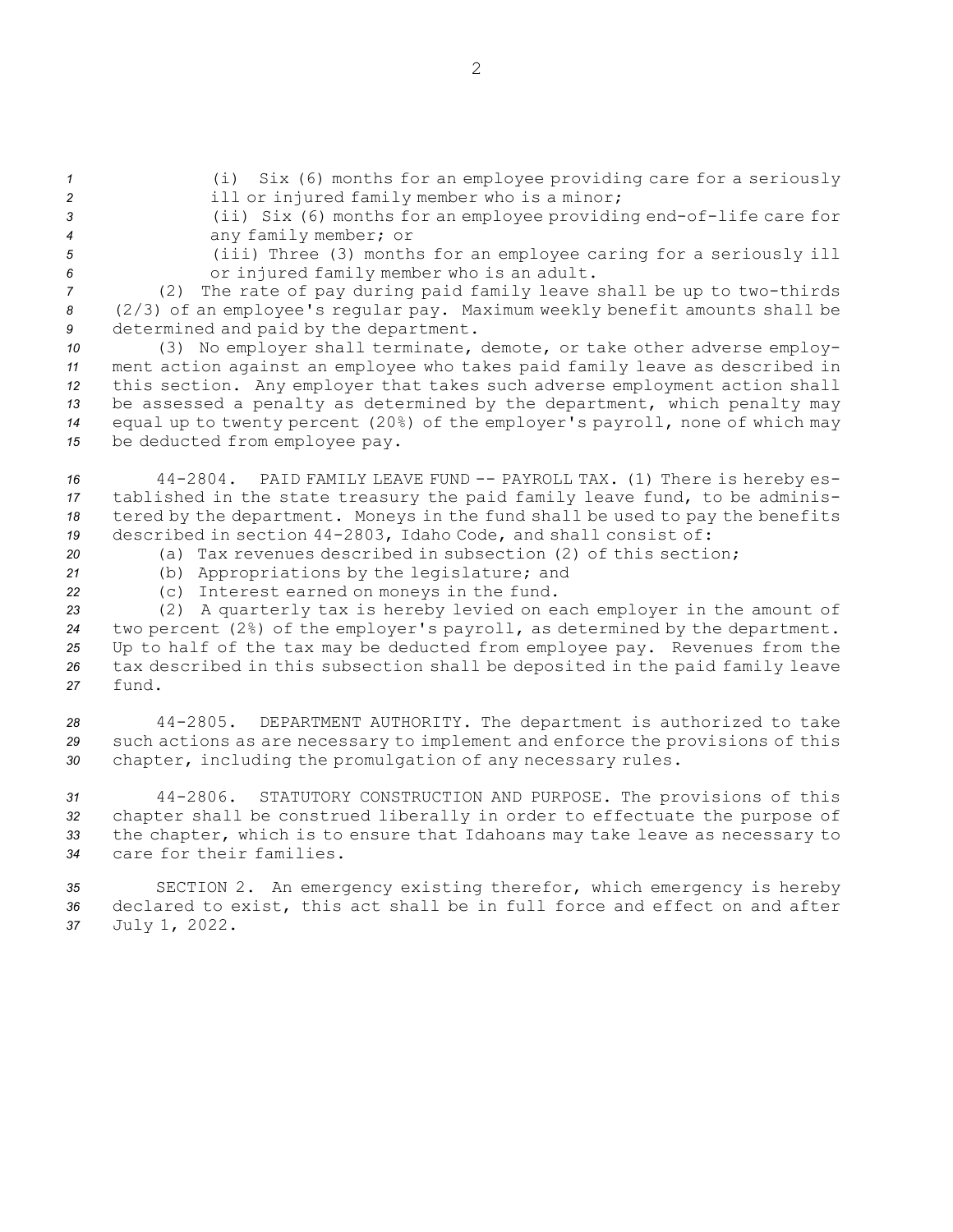(i) Six (6) months for an employee providing care for a seriously ill or injured family member who is a minor;

(ii) Six (6) months for an employee providing end-of-life care for any family member; or

(iii) Three (3) months for an employee caring for a seriously ill or injured family member who is an adult.

(2) The rate of pay during paid family leave shall be up to two-thirds (2/3) of an employee's regular pay. Maximum weekly benefit amounts shall be determined and paid by the department.

(3) No employer shall terminate, demote, or take other adverse employment action against an employee who takes paid family leave as described in this section. Any employer that takes such adverse employment action shall be assessed a penalty as determined by the department, which penalty may equal up to twenty percent (20%) of the employer's payroll, none of which may be deducted from employee pay.

44-2804. PAID FAMILY LEAVE FUND -- PAYROLL TAX. (1) There is hereby established in the state treasury the paid family leave fund, to be administered by the department. Moneys in the fund shall be used to pay the benefits described in section 44-2803, Idaho Code, and shall consist of:

(a) Tax revenues described in subsection (2) of this section;

(b) Appropriations by the legislature; and

(c) Interest earned on moneys in the fund.

(2) A quarterly tax is hereby levied on each employer in the amount of two percent (2%) of the employer's payroll, as determined by the department. Up to half of the tax may be deducted from employee pay. Revenues from the tax described in this subsection shall be deposited in the paid family leave fund.

44-2805. DEPARTMENT AUTHORITY. The department is authorized to take such actions as are necessary to implement and enforce the provisions of this chapter, including the promulgation of any necessary rules.

44-2806. STATUTORY CONSTRUCTION AND PURPOSE. The provisions of this chapter shall be construed liberally in order to effectuate the purpose of the chapter, which is to ensure that Idahoans may take leave as necessary to care for their families.

SECTION 2. An emergency existing therefor, which emergency is hereby declared to exist, this act shall be in full force and effect on and after July 1, 2022.